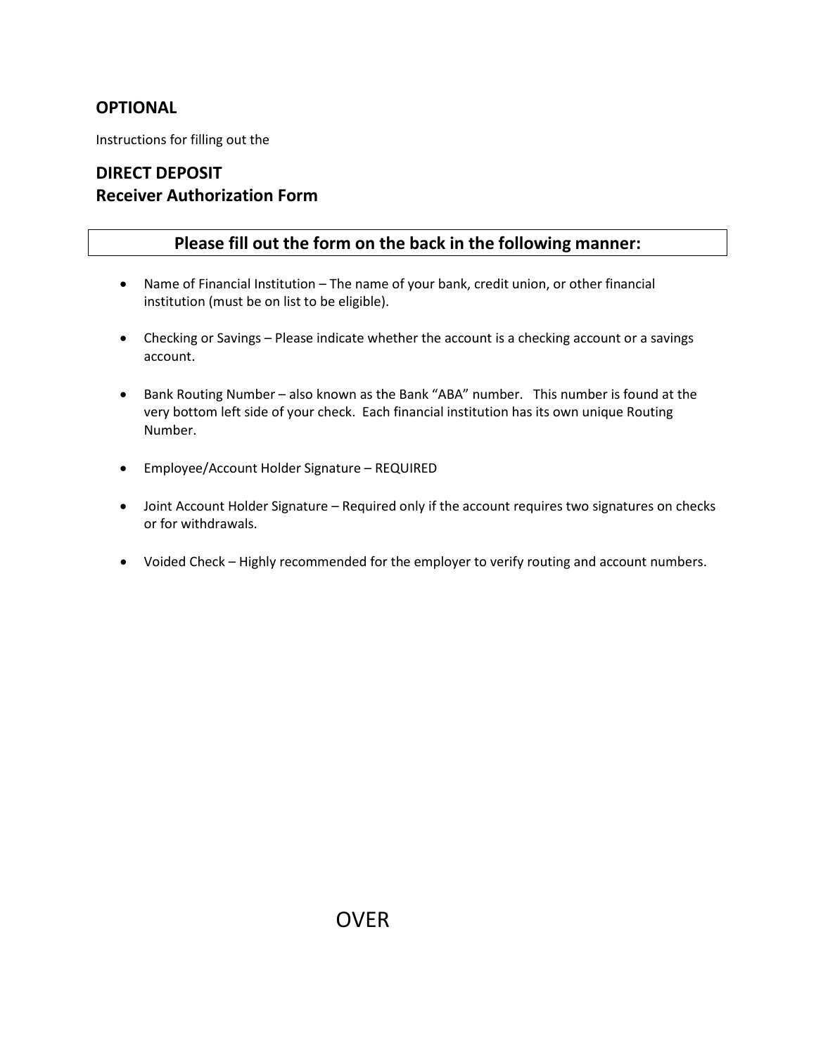## OPTIONAL

Instructions for filling out the

## DIRECT DEPOSIT
## Receiver Authorization Form

**Please fill out the form on the back in the following manner:**

- Name of Financial Institution – The name of your bank, credit union, or other financial institution (must be on list to be eligible).

- Checking or Savings – Please indicate whether the account is a checking account or a savings account.

- Bank Routing Number – also known as the Bank "ABA" number. This number is found at the very bottom left side of your check. Each financial institution has its own unique Routing Number.

- Employee/Account Holder Signature – REQUIRED

- Joint Account Holder Signature – Required only if the account requires two signatures on checks or for withdrawals.

- Voided Check – Highly recommended for the employer to verify routing and account numbers.

OVER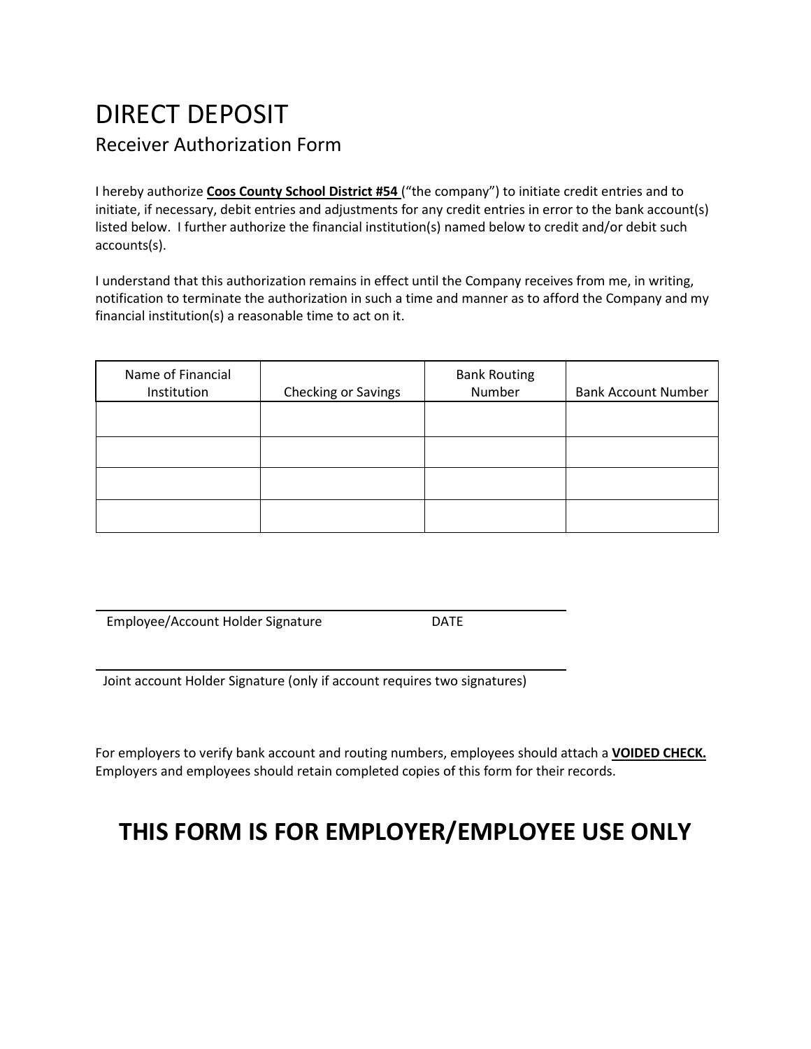# DIRECT DEPOSIT

## Receiver Authorization Form

I hereby authorize **Coos County School District #54** ("the company") to initiate credit entries and to initiate, if necessary, debit entries and adjustments for any credit entries in error to the bank account(s) listed below. I further authorize the financial institution(s) named below to credit and/or debit such accounts(s).

I understand that this authorization remains in effect until the Company receives from me, in writing, notification to terminate the authorization in such a time and manner as to afford the Company and my financial institution(s) a reasonable time to act on it.

| Name of Financial Institution | Checking or Savings | Bank Routing Number | Bank Account Number |
|---|---|---|---|
| | | | |
| | | | |
| | | | |
| | | | |

Employee/Account Holder Signature DATE

Joint account Holder Signature (only if account requires two signatures)

For employers to verify bank account and routing numbers, employees should attach a **VOIDED CHECK.** Employers and employees should retain completed copies of this form for their records.

## THIS FORM IS FOR EMPLOYER/EMPLOYEE USE ONLY